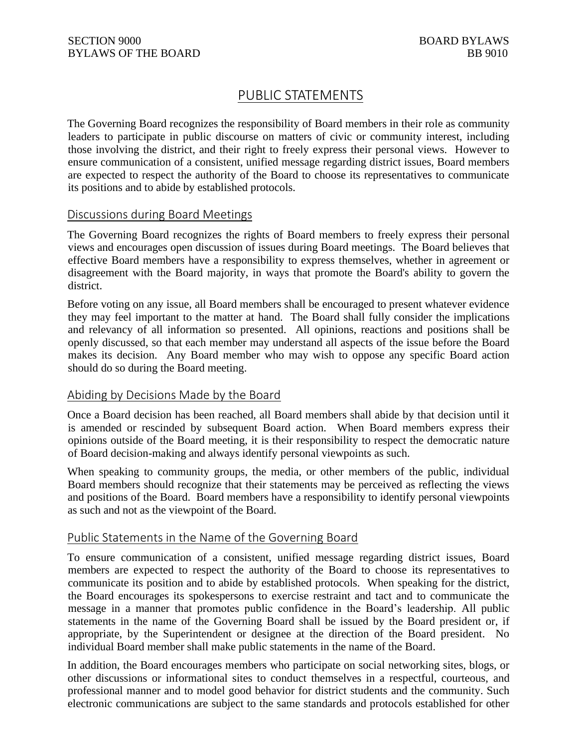# PUBLIC STATEMENTS

The Governing Board recognizes the responsibility of Board members in their role as community leaders to participate in public discourse on matters of civic or community interest, including those involving the district, and their right to freely express their personal views. However to ensure communication of a consistent, unified message regarding district issues, Board members are expected to respect the authority of the Board to choose its representatives to communicate its positions and to abide by established protocols.

## Discussions during Board Meetings

The Governing Board recognizes the rights of Board members to freely express their personal views and encourages open discussion of issues during Board meetings. The Board believes that effective Board members have a responsibility to express themselves, whether in agreement or disagreement with the Board majority, in ways that promote the Board's ability to govern the district.

Before voting on any issue, all Board members shall be encouraged to present whatever evidence they may feel important to the matter at hand. The Board shall fully consider the implications and relevancy of all information so presented. All opinions, reactions and positions shall be openly discussed, so that each member may understand all aspects of the issue before the Board makes its decision. Any Board member who may wish to oppose any specific Board action should do so during the Board meeting.

## Abiding by Decisions Made by the Board

Once a Board decision has been reached, all Board members shall abide by that decision until it is amended or rescinded by subsequent Board action. When Board members express their opinions outside of the Board meeting, it is their responsibility to respect the democratic nature of Board decision-making and always identify personal viewpoints as such.

When speaking to community groups, the media, or other members of the public, individual Board members should recognize that their statements may be perceived as reflecting the views and positions of the Board. Board members have a responsibility to identify personal viewpoints as such and not as the viewpoint of the Board.

## Public Statements in the Name of the Governing Board

To ensure communication of a consistent, unified message regarding district issues, Board members are expected to respect the authority of the Board to choose its representatives to communicate its position and to abide by established protocols. When speaking for the district, the Board encourages its spokespersons to exercise restraint and tact and to communicate the message in a manner that promotes public confidence in the Board's leadership. All public statements in the name of the Governing Board shall be issued by the Board president or, if appropriate, by the Superintendent or designee at the direction of the Board president. No individual Board member shall make public statements in the name of the Board.

In addition, the Board encourages members who participate on social networking sites, blogs, or other discussions or informational sites to conduct themselves in a respectful, courteous, and professional manner and to model good behavior for district students and the community. Such electronic communications are subject to the same standards and protocols established for other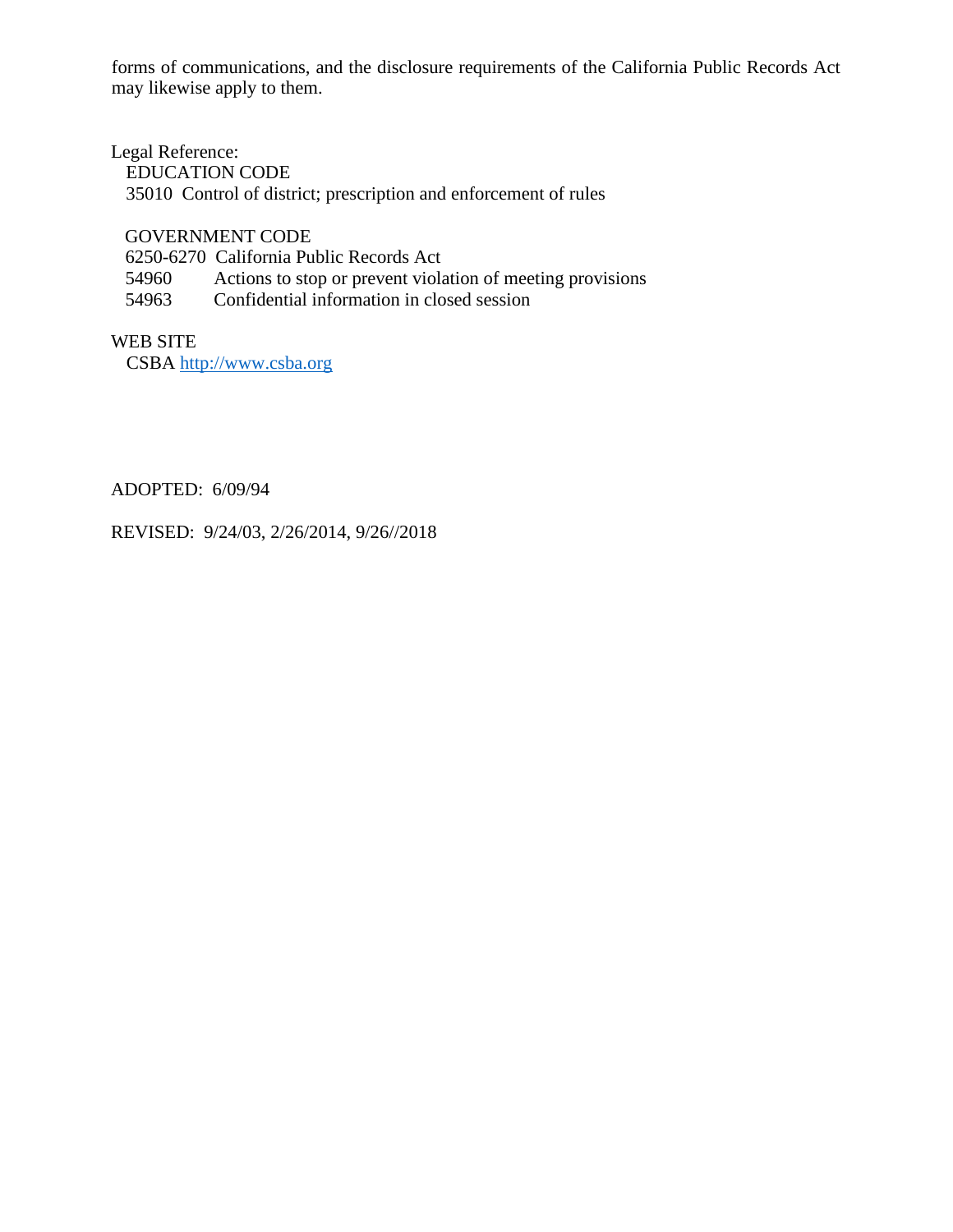forms of communications, and the disclosure requirements of the California Public Records Act may likewise apply to them.

Legal Reference:

EDUCATION CODE

35010 Control of district; prescription and enforcement of rules

GOVERNMENT CODE

6250-6270 California Public Records Act

54960 Actions to stop or prevent violation of meeting provisions

54963 Confidential information in closed session

WEB SITE

CSBA http://www.csba.org

ADOPTED: 6/09/94

REVISED: 9/24/03, 2/26/2014, 9/26//2018